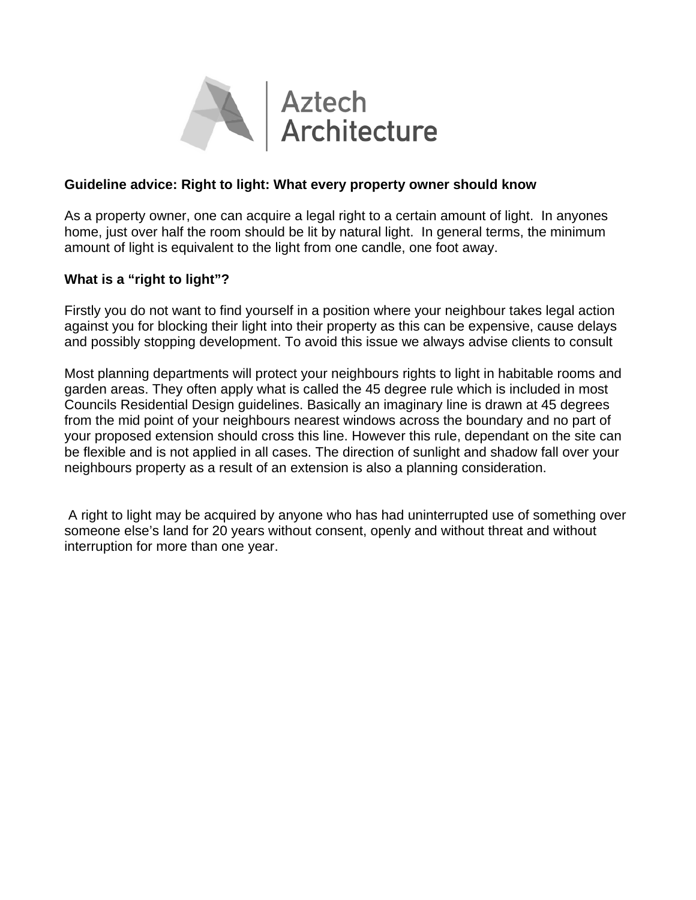Aztech Architecture

**Guideline advice: Right to light: What every property owner should know**

As a property owner, one can acquire a legal right to a certain amount of light. In anyones home, just over half the room should be lit by natural light. In general terms, the minimum amount of light is equivalent to the light from one candle, one foot away.

**What is a "right to light"?**

Firstly you do not want to find yourself in a position where your neighbour takes legal action against you for blocking their light into their property as this can be expensive, cause delays and possibly stopping development. To avoid this issue we always advise clients to consult

Most planning departments will protect your neighbours rights to light in habitable rooms and garden areas. They often apply what is called the 45 degree rule which is included in most Councils Residential Design guidelines. Basically an imaginary line is drawn at 45 degrees from the mid point of your neighbours nearest windows across the boundary and no part of your proposed extension should cross this line. However this rule, dependant on the site can be flexible and is not applied in all cases. The direction of sunlight and shadow fall over your neighbours property as a result of an extension is also a planning consideration.

A right to light may be acquired by anyone who has had uninterrupted use of something over someone else's land for 20 years without consent, openly and without threat and without interruption for more than one year.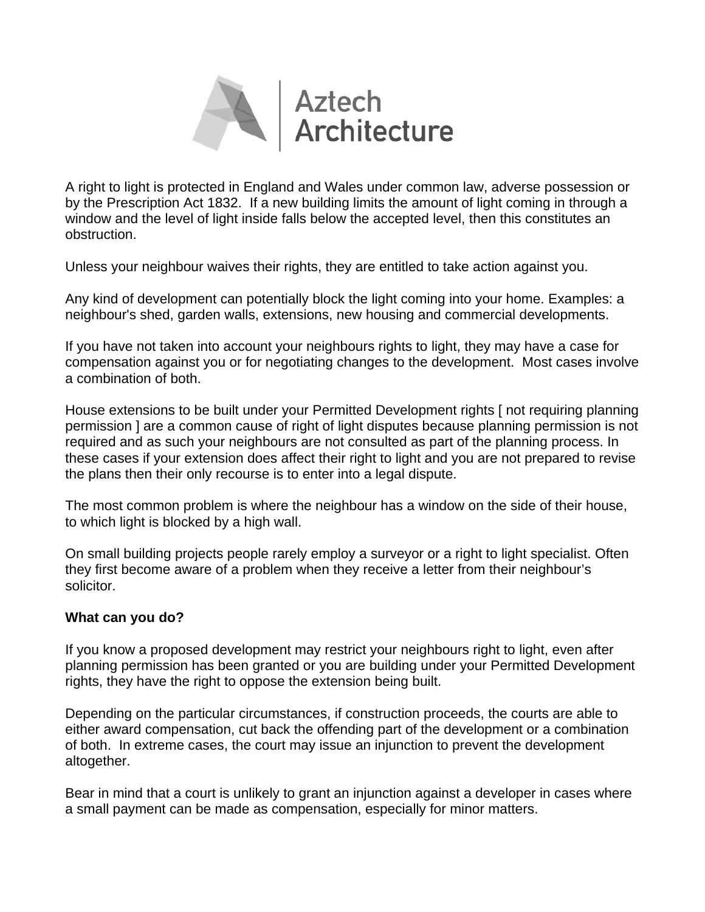A right to light is protected in England and Wales under common law, adverse possession or by the Prescription Act 1832. If a new building limits the amount of light coming in through a window and the level of light inside falls below the accepted level, then this constitutes an obstruction.

Unless your neighbour waives their rights, they are entitled to take action against you.

Any kind of development can potentially block the light coming into your home. Examples: a neighbour's shed, garden walls, extensions, new housing and commercial developments.

If you have not taken into account your neighbours rights to light, they may have a case for compensation against you or for negotiating changes to the development. Most cases involve a combination of both.

House extensions to be built under your Permitted Development rights [ not requiring planning permission ] are a common cause of right of light disputes because planning permission is not required and as such your neighbours are not consulted as part of the planning process. In these cases if your extension does affect their right to light and you are not prepared to revise the plans then their only recourse is to enter into a legal dispute.

The most common problem is where the neighbour has a window on the side of their house, to which light is blocked by a high wall.

On small building projects people rarely employ a surveyor or a right to light specialist. Often they first become aware of a problem when they receive a letter from their neighbour's solicitor.

**What can you do?**

If you know a proposed development may restrict your neighbours right to light, even after planning permission has been granted or you are building under your Permitted Development rights, they have the right to oppose the extension being built.

Depending on the particular circumstances, if construction proceeds, the courts are able to either award compensation, cut back the offending part of the development or a combination of both. In extreme cases, the court may issue an injunction to prevent the development altogether.

Bear in mind that a court is unlikely to grant an injunction against a developer in cases where a small payment can be made as compensation, especially for minor matters.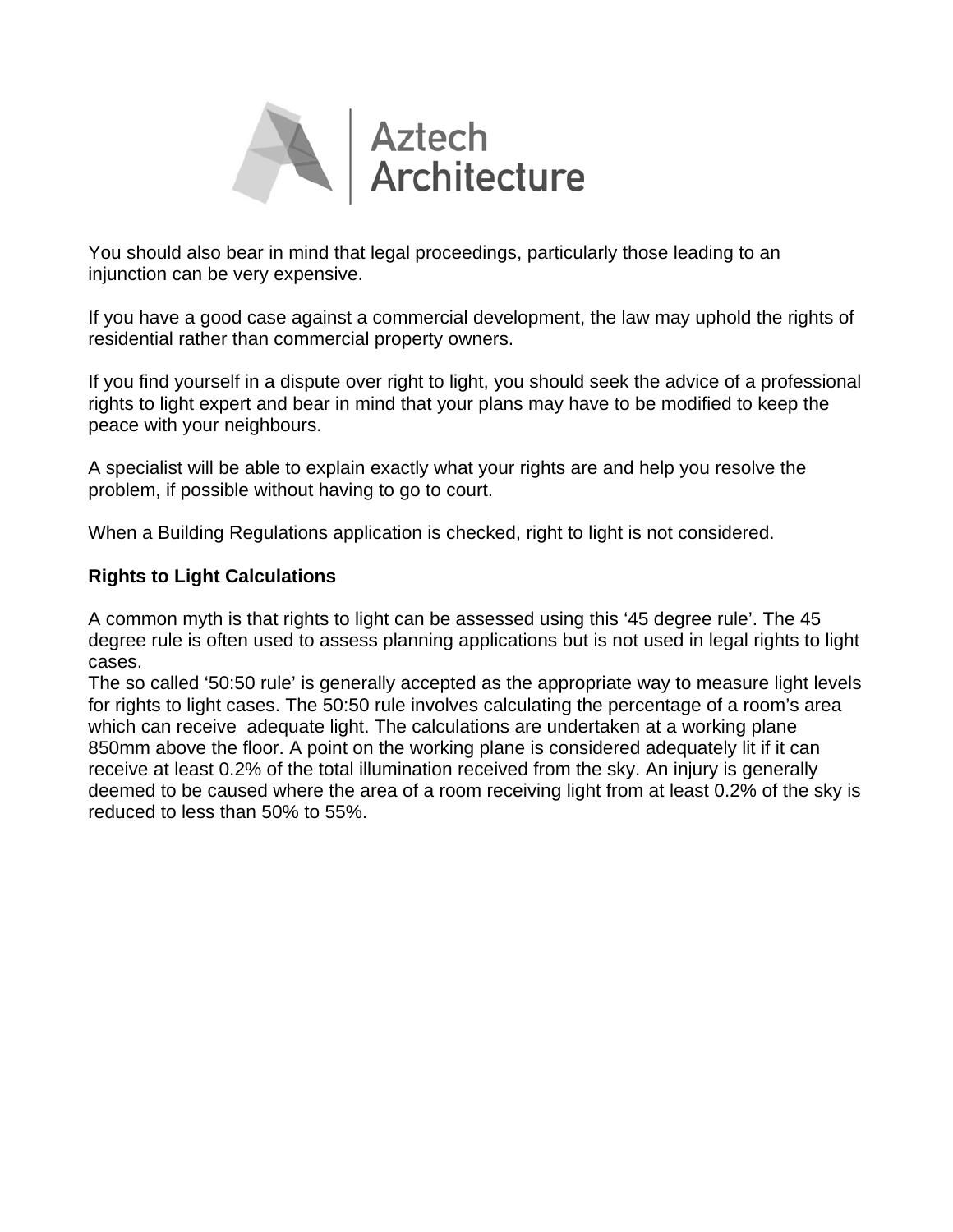You should also bear in mind that legal proceedings, particularly those leading to an injunction can be very expensive.

If you have a good case against a commercial development, the law may uphold the rights of residential rather than commercial property owners.

If you find yourself in a dispute over right to light, you should seek the advice of a professional rights to light expert and bear in mind that your plans may have to be modified to keep the peace with your neighbours.

A specialist will be able to explain exactly what your rights are and help you resolve the problem, if possible without having to go to court.

When a Building Regulations application is checked, right to light is not considered.

**Rights to Light Calculations**

A common myth is that rights to light can be assessed using this '45 degree rule'. The 45 degree rule is often used to assess planning applications but is not used in legal rights to light cases.
The so called '50:50 rule' is generally accepted as the appropriate way to measure light levels for rights to light cases. The 50:50 rule involves calculating the percentage of a room's area which can receive adequate light. The calculations are undertaken at a working plane 850mm above the floor. A point on the working plane is considered adequately lit if it can receive at least 0.2% of the total illumination received from the sky. An injury is generally deemed to be caused where the area of a room receiving light from at least 0.2% of the sky is reduced to less than 50% to 55%.